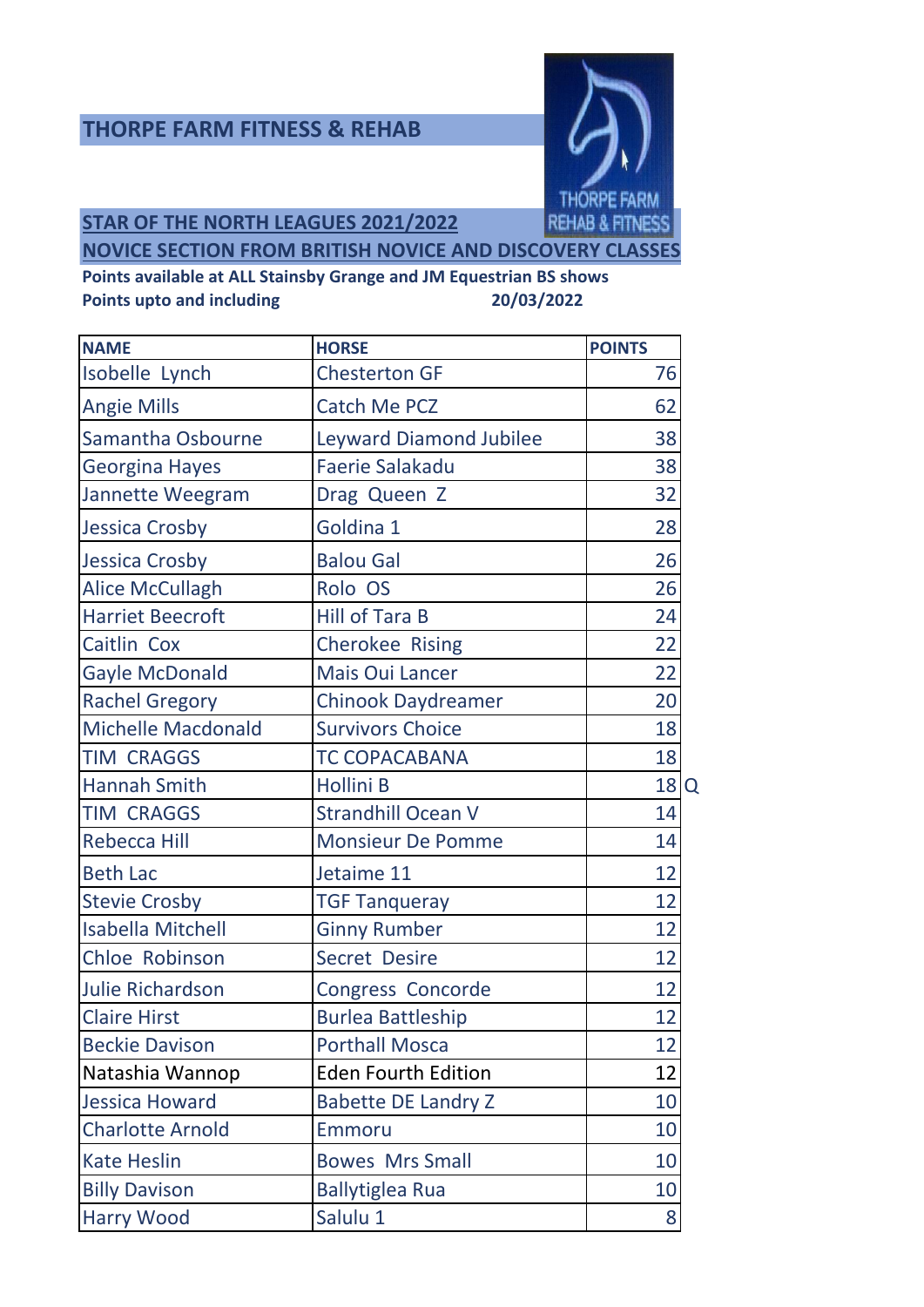# THORPE FARM FITNESS & REHAB

## STAR OF THE NORTH LEAGUES 2021/2022

## NOVICE SECTION FROM BRITISH NOVICE AND DISCOVERY CLASSES

**Points available at ALL Stainsby Grange and JM Equestrian BS shows**

**Points upto and including 20/03/2022**

| NAME | HORSE | POINTS | |
|---|---|---|---|
| Isobelle Lynch | Chesterton GF | 76 | |
| Angie Mills | Catch Me PCZ | 62 | |
| Samantha Osbourne | Leyward Diamond Jubilee | 38 | |
| Georgina Hayes | Faerie Salakadu | 38 | |
| Jannette Weegram | Drag Queen Z | 32 | |
| Jessica Crosby | Goldina 1 | 28 | |
| Jessica Crosby | Balou Gal | 26 | |
| Alice McCullagh | Rolo OS | 26 | |
| Harriet Beecroft | Hill of Tara B | 24 | |
| Caitlin Cox | Cherokee Rising | 22 | |
| Gayle McDonald | Mais Oui Lancer | 22 | |
| Rachel Gregory | Chinook Daydreamer | 20 | |
| Michelle Macdonald | Survivors Choice | 18 | |
| TIM CRAGGS | TC COPACABANA | 18 | |
| Hannah Smith | Hollini B | 18 | Q |
| TIM CRAGGS | Strandhill Ocean V | 14 | |
| Rebecca Hill | Monsieur De Pomme | 14 | |
| Beth Lac | Jetaime 11 | 12 | |
| Stevie Crosby | TGF Tanqueray | 12 | |
| Isabella Mitchell | Ginny Rumber | 12 | |
| Chloe Robinson | Secret Desire | 12 | |
| Julie Richardson | Congress Concorde | 12 | |
| Claire Hirst | Burlea Battleship | 12 | |
| Beckie Davison | Porthall Mosca | 12 | |
| Natashia Wannop | Eden Fourth Edition | 12 | |
| Jessica Howard | Babette DE Landry Z | 10 | |
| Charlotte Arnold | Emmoru | 10 | |
| Kate Heslin | Bowes Mrs Small | 10 | |
| Billy Davison | Ballytiglea Rua | 10 | |
| Harry Wood | Salulu 1 | 8 | |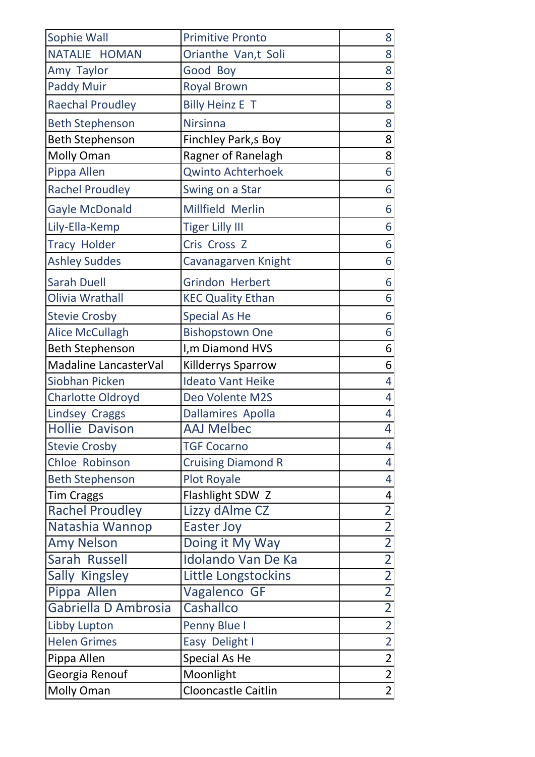| Sophie Wall | Primitive Pronto | 8 |
|---|---|---|
| NATALIE  HOMAN | Orianthe  Van,t  Soli | 8 |
| Amy  Taylor | Good  Boy | 8 |
| Paddy Muir | Royal Brown | 8 |
| Raechal Proudley | Billy Heinz E  T | 8 |
| Beth Stephenson | Nirsinna | 8 |
| Beth Stephenson | Finchley Park,s Boy | 8 |
| Molly Oman | Ragner of Ranelagh | 8 |
| Pippa Allen | Qwinto Achterhoek | 6 |
| Rachel Proudley | Swing on a Star | 6 |
| Gayle McDonald | Millfield  Merlin | 6 |
| Lily-Ella-Kemp | Tiger Lilly III | 6 |
| Tracy  Holder | Cris  Cross  Z | 6 |
| Ashley Suddes | Cavanagarven Knight | 6 |
| Sarah Duell | Grindon  Herbert | 6 |
| Olivia Wrathall | KEC Quality Ethan | 6 |
| Stevie Crosby | Special As He | 6 |
| Alice McCullagh | Bishopstown One | 6 |
| Beth Stephenson | I,m Diamond HVS | 6 |
| Madaline LancasterVal | Killderrys Sparrow | 6 |
| Siobhan Picken | Ideato Vant Heike | 4 |
| Charlotte Oldroyd | Deo Volente M2S | 4 |
| Lindsey  Craggs | Dallamires  Apolla | 4 |
| Hollie  Davison | AAJ Melbec | 4 |
| Stevie Crosby | TGF Cocarno | 4 |
| Chloe  Robinson | Cruising Diamond R | 4 |
| Beth Stephenson | Plot Royale | 4 |
| Tim Craggs | Flashlight SDW  Z | 4 |
| Rachel Proudley | Lizzy dAlme CZ | 2 |
| Natashia Wannop | Easter Joy | 2 |
| Amy Nelson | Doing it My Way | 2 |
| Sarah  Russell | Idolando Van De Ka | 2 |
| Sally  Kingsley | Little Longstockins | 2 |
| Pippa  Allen | Vagalenco  GF | 2 |
| Gabriella D Ambrosia | Cashallco | 2 |
| Libby Lupton | Penny Blue I | 2 |
| Helen Grimes | Easy  Delight I | 2 |
| Pippa Allen | Special As He | 2 |
| Georgia Renouf | Moonlight | 2 |
| Molly Oman | Clooncastle Caitlin | 2 |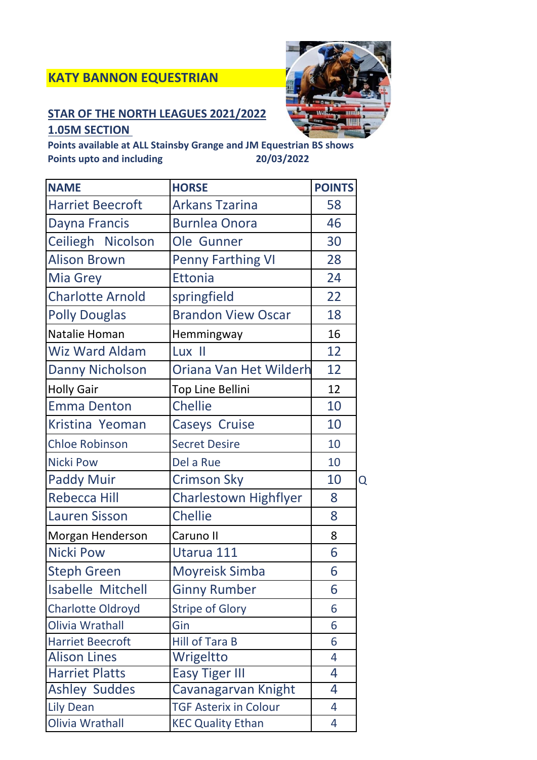## KATY BANNON EQUESTRIAN

**STAR OF THE NORTH LEAGUES 2021/2022**

**1.05M SECTION**

**Points available at ALL Stainsby Grange and JM Equestrian BS shows**

**Points upto and including 20/03/2022**

| NAME | HORSE | POINTS | |
|---|---|---|---|
| Harriet Beecroft | Arkans Tzarina | 58 | |
| Dayna Francis | Burnlea Onora | 46 | |
| Ceiliegh Nicolson | Ole Gunner | 30 | |
| Alison Brown | Penny Farthing VI | 28 | |
| Mia Grey | Ettonia | 24 | |
| Charlotte Arnold | springfield | 22 | |
| Polly Douglas | Brandon View Oscar | 18 | |
| Natalie Homan | Hemmingway | 16 | |
| Wiz Ward Aldam | Lux II | 12 | |
| Danny Nicholson | Oriana Van Het Wilderh | 12 | |
| Holly Gair | Top Line Bellini | 12 | |
| Emma Denton | Chellie | 10 | |
| Kristina Yeoman | Caseys Cruise | 10 | |
| Chloe Robinson | Secret Desire | 10 | |
| Nicki Pow | Del a Rue | 10 | |
| Paddy Muir | Crimson Sky | 10 | Q |
| Rebecca Hill | Charlestown Highflyer | 8 | |
| Lauren Sisson | Chellie | 8 | |
| Morgan Henderson | Caruno II | 8 | |
| Nicki Pow | Utarua 111 | 6 | |
| Steph Green | Moyreisk Simba | 6 | |
| Isabelle Mitchell | Ginny Rumber | 6 | |
| Charlotte Oldroyd | Stripe of Glory | 6 | |
| Olivia Wrathall | Gin | 6 | |
| Harriet Beecroft | Hill of Tara B | 6 | |
| Alison Lines | Wrigeltto | 4 | |
| Harriet Platts | Easy Tiger III | 4 | |
| Ashley Suddes | Cavanagarvan Knight | 4 | |
| Lily Dean | TGF Asterix in Colour | 4 | |
| Olivia Wrathall | KEC Quality Ethan | 4 | |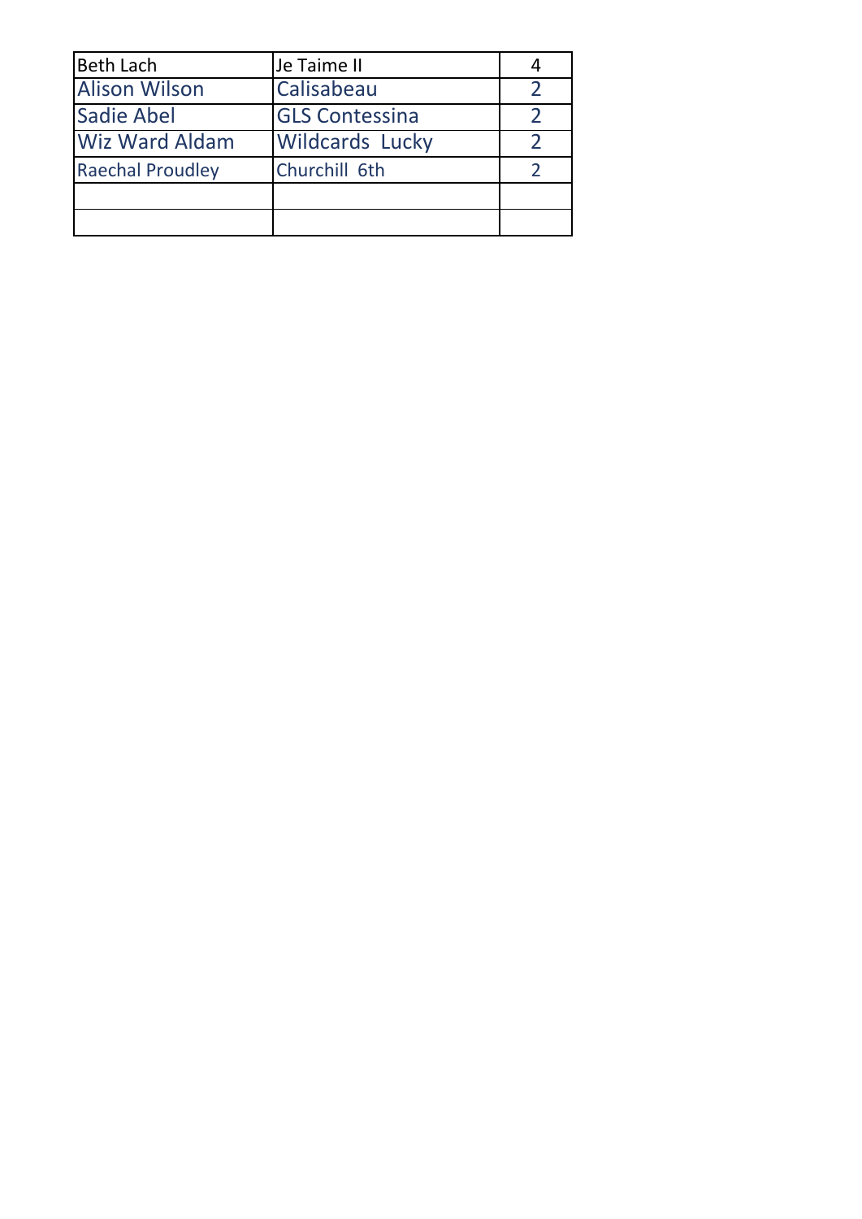| Beth Lach | Je Taime II | 4 |
|---|---|---|
| Alison Wilson | Calisabeau | 2 |
| Sadie Abel | GLS Contessina | 2 |
| Wiz Ward Aldam | Wildcards  Lucky | 2 |
| Raechal Proudley | Churchill  6th | 2 |
| | | |
| | | |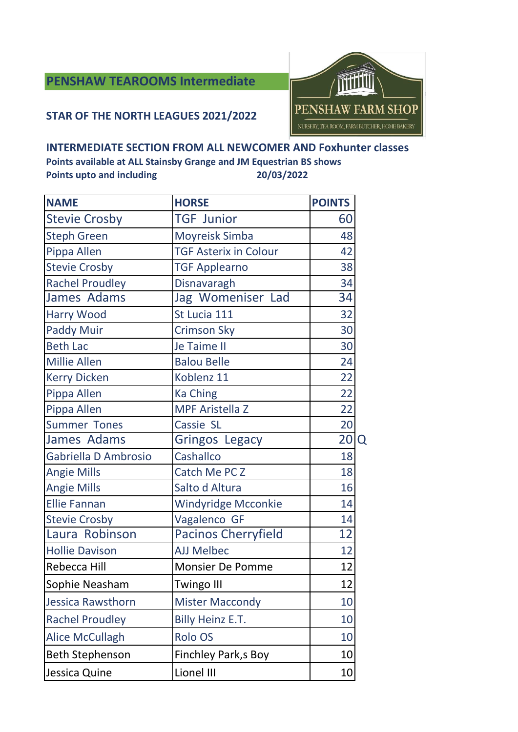## PENSHAW TEAROOMS Intermediate

**STAR OF THE NORTH LEAGUES 2021/2022**

PENSHAW FARM SHOP

NURSERY, TEA ROOM, FARM BUTCHER, HOME BAKERY

**INTERMEDIATE SECTION FROM ALL NEWCOMER AND Foxhunter classes**

**Points available at ALL Stainsby Grange and JM Equestrian BS shows**

**Points upto and including 20/03/2022**

| NAME | HORSE | POINTS | |
|---|---|---|---|
| Stevie Crosby | TGF Junior | 60 | |
| Steph Green | Moyreisk Simba | 48 | |
| Pippa Allen | TGF Asterix in Colour | 42 | |
| Stevie Crosby | TGF Applearno | 38 | |
| Rachel Proudley | Disnavaragh | 34 | |
| James Adams | Jag Womeniser Lad | 34 | |
| Harry Wood | St Lucia 111 | 32 | |
| Paddy Muir | Crimson Sky | 30 | |
| Beth Lac | Je Taime II | 30 | |
| Millie Allen | Balou Belle | 24 | |
| Kerry Dicken | Koblenz 11 | 22 | |
| Pippa Allen | Ka Ching | 22 | |
| Pippa Allen | MPF Aristella Z | 22 | |
| Summer Tones | Cassie SL | 20 | |
| James Adams | Gringos Legacy | 20 | Q |
| Gabriella D Ambrosio | Cashallco | 18 | |
| Angie Mills | Catch Me PC Z | 18 | |
| Angie Mills | Salto d Altura | 16 | |
| Ellie Fannan | Windyridge Mcconkie | 14 | |
| Stevie Crosby | Vagalenco GF | 14 | |
| Laura Robinson | Pacinos Cherryfield | 12 | |
| Hollie Davison | AJJ Melbec | 12 | |
| Rebecca Hill | Monsier De Pomme | 12 | |
| Sophie Neasham | Twingo III | 12 | |
| Jessica Rawsthorn | Mister Maccondy | 10 | |
| Rachel Proudley | Billy Heinz E.T. | 10 | |
| Alice McCullagh | Rolo OS | 10 | |
| Beth Stephenson | Finchley Park,s Boy | 10 | |
| Jessica Quine | Lionel III | 10 | |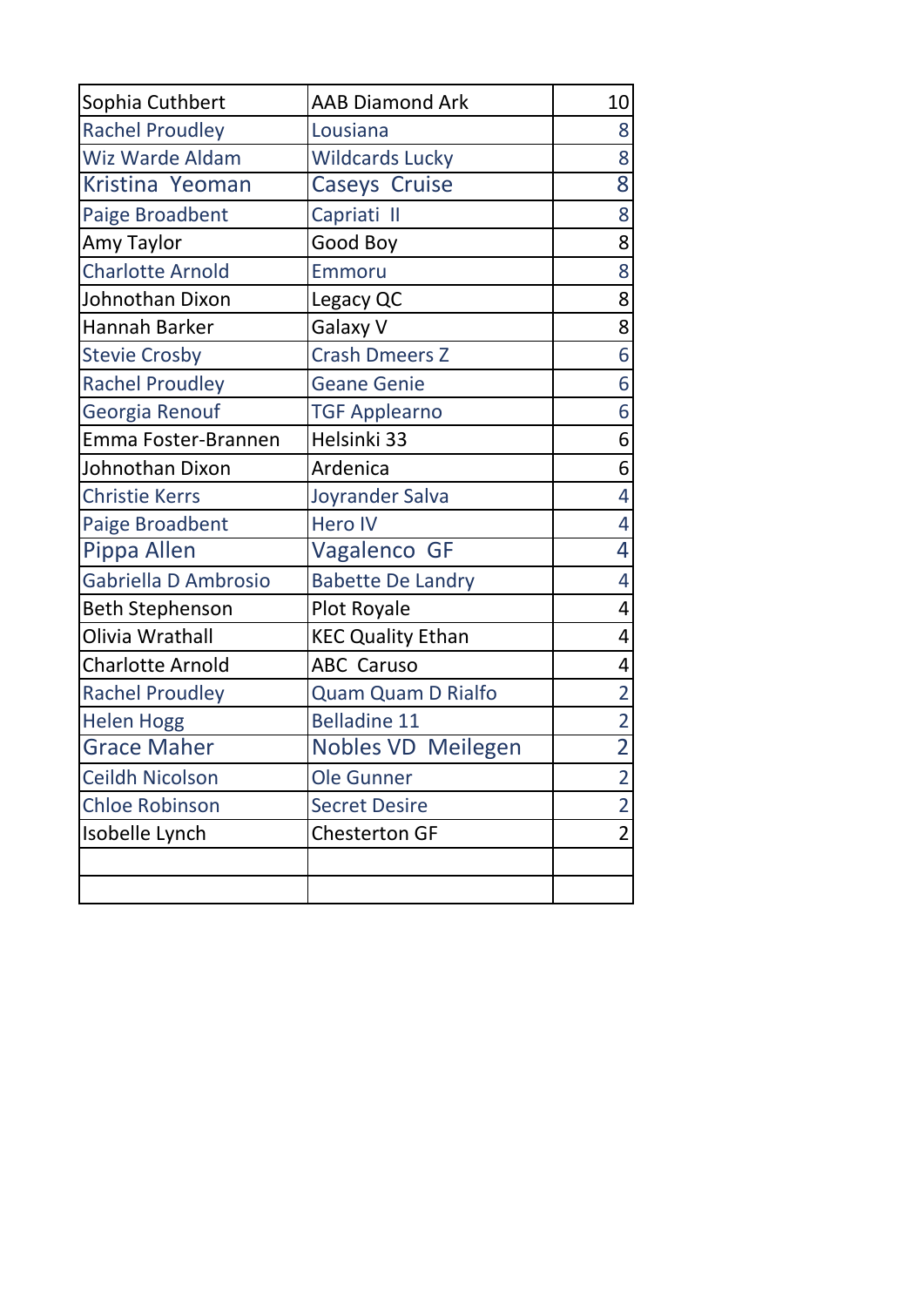| Sophia Cuthbert | AAB Diamond Ark | 10 |
|---|---|---|
| Rachel Proudley | Lousiana | 8 |
| Wiz Warde Aldam | Wildcards Lucky | 8 |
| Kristina  Yeoman | Caseys  Cruise | 8 |
| Paige Broadbent | Capriati  II | 8 |
| Amy Taylor | Good Boy | 8 |
| Charlotte Arnold | Emmoru | 8 |
| Johnothan Dixon | Legacy QC | 8 |
| Hannah Barker | Galaxy V | 8 |
| Stevie Crosby | Crash Dmeers Z | 6 |
| Rachel Proudley | Geane Genie | 6 |
| Georgia Renouf | TGF Applearno | 6 |
| Emma Foster-Brannen | Helsinki 33 | 6 |
| Johnothan Dixon | Ardenica | 6 |
| Christie Kerrs | Joyrander Salva | 4 |
| Paige Broadbent | Hero IV | 4 |
| Pippa Allen | Vagalenco  GF | 4 |
| Gabriella D Ambrosio | Babette De Landry | 4 |
| Beth Stephenson | Plot Royale | 4 |
| Olivia Wrathall | KEC Quality Ethan | 4 |
| Charlotte Arnold | ABC  Caruso | 4 |
| Rachel Proudley | Quam Quam D Rialfo | 2 |
| Helen Hogg | Belladine 11 | 2 |
| Grace Maher | Nobles VD  Meilegen | 2 |
| Ceildh Nicolson | Ole Gunner | 2 |
| Chloe Robinson | Secret Desire | 2 |
| Isobelle Lynch | Chesterton GF | 2 |
| | | |
| | | |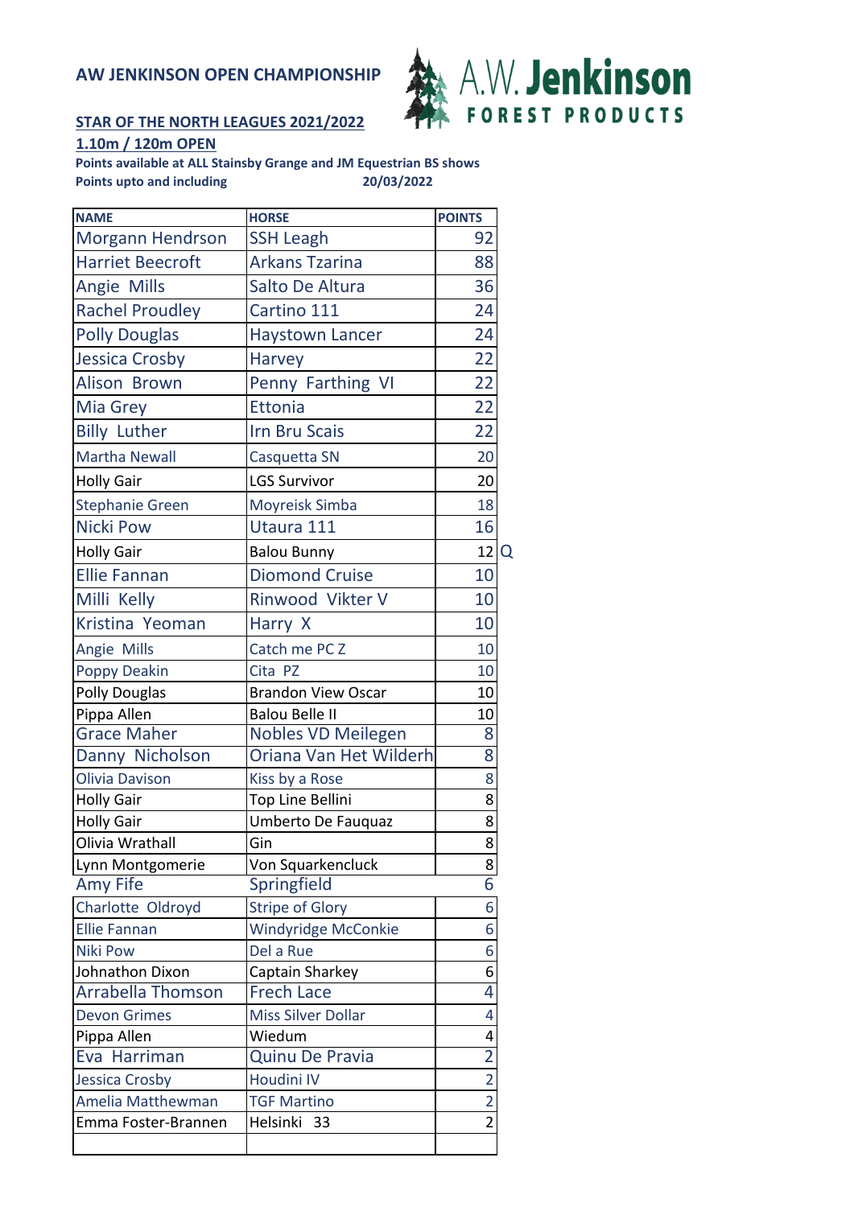**AW JENKINSON OPEN CHAMPIONSHIP**

A.W. Jenkinson FOREST PRODUCTS

**STAR OF THE NORTH LEAGUES 2021/2022**

**1.10m / 120m OPEN**

**Points available at ALL Stainsby Grange and JM Equestrian BS shows**

**Points upto and including 20/03/2022**

| NAME | HORSE | POINTS | |
|---|---|---|---|
| Morgann Hendrson | SSH Leagh | 92 | |
| Harriet Beecroft | Arkans Tzarina | 88 | |
| Angie Mills | Salto De Altura | 36 | |
| Rachel Proudley | Cartino 111 | 24 | |
| Polly Douglas | Haystown Lancer | 24 | |
| Jessica Crosby | Harvey | 22 | |
| Alison Brown | Penny Farthing VI | 22 | |
| Mia Grey | Ettonia | 22 | |
| Billy Luther | Irn Bru Scais | 22 | |
| Martha Newall | Casquetta SN | 20 | |
| Holly Gair | LGS Survivor | 20 | |
| Stephanie Green | Moyreisk Simba | 18 | |
| Nicki Pow | Utaura 111 | 16 | |
| Holly Gair | Balou Bunny | 12 | Q |
| Ellie Fannan | Diomond Cruise | 10 | |
| Milli Kelly | Rinwood Vikter V | 10 | |
| Kristina Yeoman | Harry X | 10 | |
| Angie Mills | Catch me PC Z | 10 | |
| Poppy Deakin | Cita PZ | 10 | |
| Polly Douglas | Brandon View Oscar | 10 | |
| Pippa Allen | Balou Belle II | 10 | |
| Grace Maher | Nobles VD Meilegen | 8 | |
| Danny Nicholson | Oriana Van Het Wilderh | 8 | |
| Olivia Davison | Kiss by a Rose | 8 | |
| Holly Gair | Top Line Bellini | 8 | |
| Holly Gair | Umberto De Fauquaz | 8 | |
| Olivia Wrathall | Gin | 8 | |
| Lynn Montgomerie | Von Squarkencluck | 8 | |
| Amy Fife | Springfield | 6 | |
| Charlotte Oldroyd | Stripe of Glory | 6 | |
| Ellie Fannan | Windyridge McConkie | 6 | |
| Niki Pow | Del a Rue | 6 | |
| Johnathon Dixon | Captain Sharkey | 6 | |
| Arrabella Thomson | Frech Lace | 4 | |
| Devon Grimes | Miss Silver Dollar | 4 | |
| Pippa Allen | Wiedum | 4 | |
| Eva Harriman | Quinu De Pravia | 2 | |
| Jessica Crosby | Houdini IV | 2 | |
| Amelia Matthewman | TGF Martino | 2 | |
| Emma Foster-Brannen | Helsinki 33 | 2 | |
| | | | |